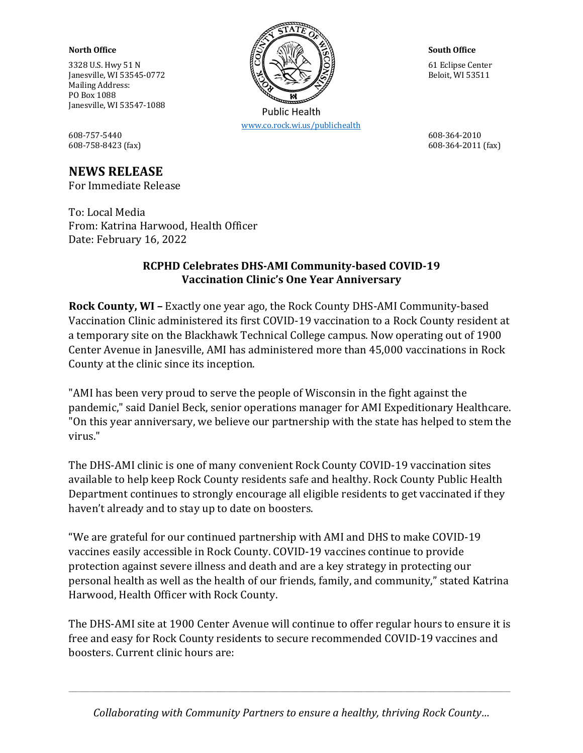**North Office**

3328 U.S. Hwy 51 N
Janesville, WI 53545-0772
Mailing Address:
PO Box 1088
Janesville, WI 53547-1088

608-757-5440
608-758-8423 (fax)

Public Health
www.co.rock.wi.us/publichealth

**South Office**

61 Eclipse Center
Beloit, WI 53511

608-364-2010
608-364-2011 (fax)

# NEWS RELEASE

For Immediate Release

To: Local Media
From: Katrina Harwood, Health Officer
Date: February 16, 2022

## RCPHD Celebrates DHS-AMI Community-based COVID-19 Vaccination Clinic's One Year Anniversary

**Rock County, WI –** Exactly one year ago, the Rock County DHS-AMI Community-based Vaccination Clinic administered its first COVID-19 vaccination to a Rock County resident at a temporary site on the Blackhawk Technical College campus. Now operating out of 1900 Center Avenue in Janesville, AMI has administered more than 45,000 vaccinations in Rock County at the clinic since its inception.

"AMI has been very proud to serve the people of Wisconsin in the fight against the pandemic," said Daniel Beck, senior operations manager for AMI Expeditionary Healthcare. "On this year anniversary, we believe our partnership with the state has helped to stem the virus."

The DHS-AMI clinic is one of many convenient Rock County COVID-19 vaccination sites available to help keep Rock County residents safe and healthy. Rock County Public Health Department continues to strongly encourage all eligible residents to get vaccinated if they haven't already and to stay up to date on boosters.

"We are grateful for our continued partnership with AMI and DHS to make COVID-19 vaccines easily accessible in Rock County. COVID-19 vaccines continue to provide protection against severe illness and death and are a key strategy in protecting our personal health as well as the health of our friends, family, and community," stated Katrina Harwood, Health Officer with Rock County.

The DHS-AMI site at 1900 Center Avenue will continue to offer regular hours to ensure it is free and easy for Rock County residents to secure recommended COVID-19 vaccines and boosters. Current clinic hours are:

*Collaborating with Community Partners to ensure a healthy, thriving Rock County…*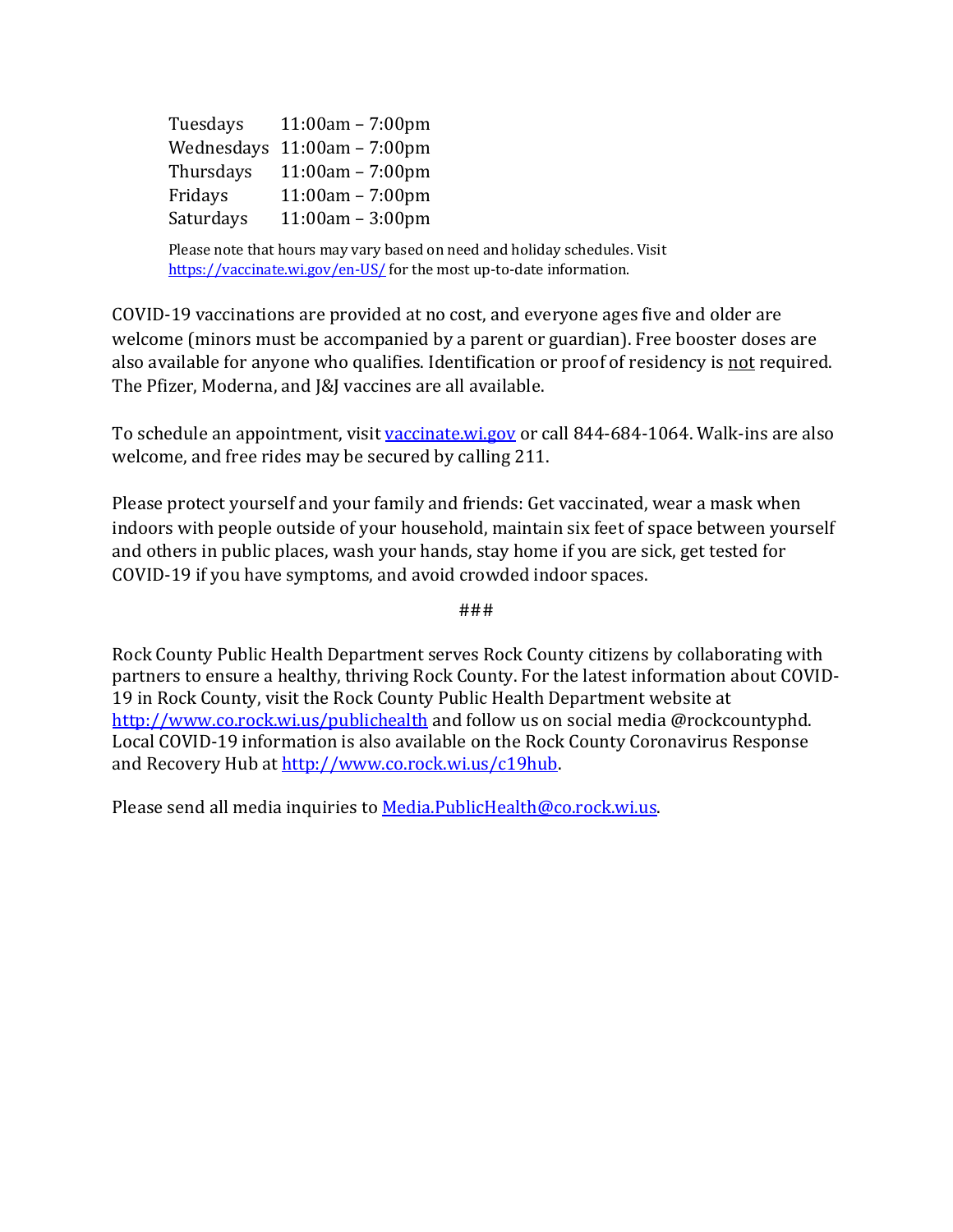| | |
|---|---|
| Tuesdays | 11:00am – 7:00pm |
| Wednesdays | 11:00am – 7:00pm |
| Thursdays | 11:00am – 7:00pm |
| Fridays | 11:00am – 7:00pm |
| Saturdays | 11:00am – 3:00pm |

Please note that hours may vary based on need and holiday schedules. Visit https://vaccinate.wi.gov/en-US/ for the most up-to-date information.

COVID-19 vaccinations are provided at no cost, and everyone ages five and older are welcome (minors must be accompanied by a parent or guardian). Free booster doses are also available for anyone who qualifies. Identification or proof of residency is not required. The Pfizer, Moderna, and J&J vaccines are all available.

To schedule an appointment, visit vaccinate.wi.gov or call 844-684-1064. Walk-ins are also welcome, and free rides may be secured by calling 211.

Please protect yourself and your family and friends: Get vaccinated, wear a mask when indoors with people outside of your household, maintain six feet of space between yourself and others in public places, wash your hands, stay home if you are sick, get tested for COVID-19 if you have symptoms, and avoid crowded indoor spaces.

###

Rock County Public Health Department serves Rock County citizens by collaborating with partners to ensure a healthy, thriving Rock County. For the latest information about COVID-19 in Rock County, visit the Rock County Public Health Department website at http://www.co.rock.wi.us/publichealth and follow us on social media @rockcountyphd. Local COVID-19 information is also available on the Rock County Coronavirus Response and Recovery Hub at http://www.co.rock.wi.us/c19hub.

Please send all media inquiries to Media.PublicHealth@co.rock.wi.us.